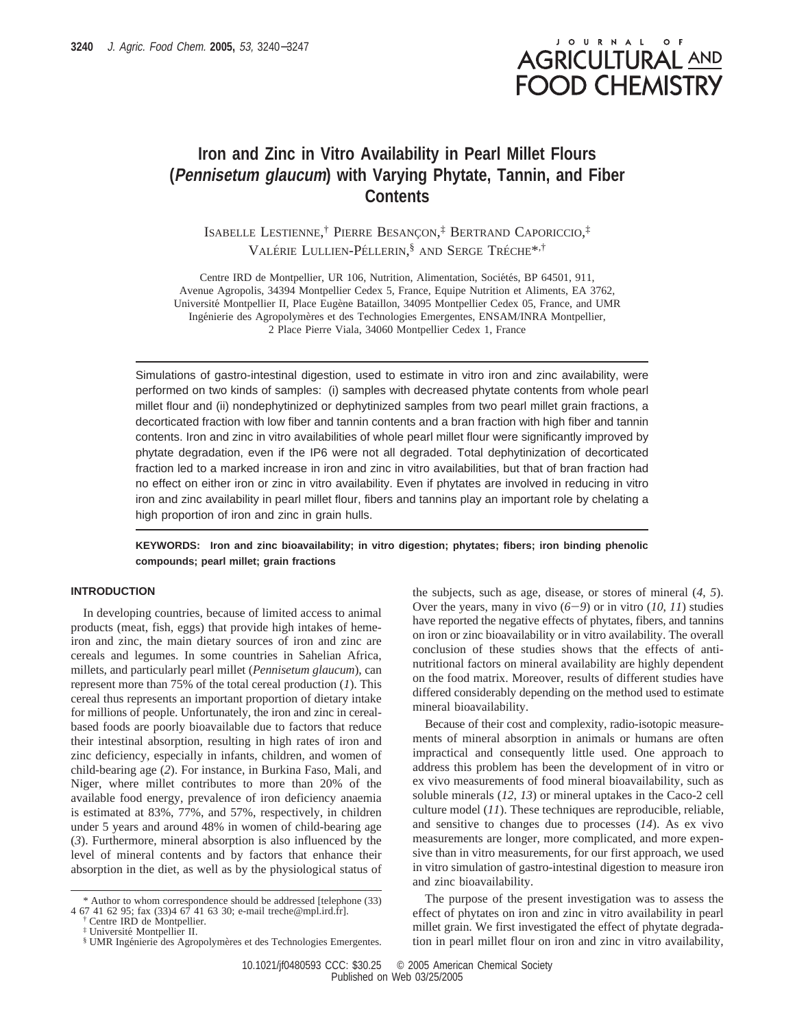# Iron and Zinc in Vitro Availability in Pearl Millet Flours (*Pennisetum glaucum*) with Varying Phytate, Tannin, and Fiber Contents

ISABELLE LESTIENNE,[†] PIERRE BESANÇON,[‡] BERTRAND CAPORICCIO,[‡] VALÉRIE LULLIEN-PÉLLERIN,[§] AND SERGE TRÉCHE*,[†]

Centre IRD de Montpellier, UR 106, Nutrition, Alimentation, Sociétés, BP 64501, 911, Avenue Agropolis, 34394 Montpellier Cedex 5, France, Equipe Nutrition et Aliments, EA 3762, Université Montpellier II, Place Eugène Bataillon, 34095 Montpellier Cedex 05, France, and UMR Ingénierie des Agropolymères et des Technologies Emergentes, ENSAM/INRA Montpellier, 2 Place Pierre Viala, 34060 Montpellier Cedex 1, France

Simulations of gastro-intestinal digestion, used to estimate in vitro iron and zinc availability, were performed on two kinds of samples: (i) samples with decreased phytate contents from whole pearl millet flour and (ii) nondephytinized or dephytinized samples from two pearl millet grain fractions, a decorticated fraction with low fiber and tannin contents and a bran fraction with high fiber and tannin contents. Iron and zinc in vitro availabilities of whole pearl millet flour were significantly improved by phytate degradation, even if the IP6 were not all degraded. Total dephytinization of decorticated fraction led to a marked increase in iron and zinc in vitro availabilities, but that of bran fraction had no effect on either iron or zinc in vitro availability. Even if phytates are involved in reducing in vitro iron and zinc availability in pearl millet flour, fibers and tannins play an important role by chelating a high proportion of iron and zinc in grain hulls.

**KEYWORDS: Iron and zinc bioavailability; in vitro digestion; phytates; fibers; iron binding phenolic compounds; pearl millet; grain fractions**

## INTRODUCTION

In developing countries, because of limited access to animal products (meat, fish, eggs) that provide high intakes of heme-iron and zinc, the main dietary sources of iron and zinc are cereals and legumes. In some countries in Sahelian Africa, millets, and particularly pearl millet (*Pennisetum glaucum*), can represent more than 75% of the total cereal production (*1*). This cereal thus represents an important proportion of dietary intake for millions of people. Unfortunately, the iron and zinc in cereal-based foods are poorly bioavailable due to factors that reduce their intestinal absorption, resulting in high rates of iron and zinc deficiency, especially in infants, children, and women of child-bearing age (*2*). For instance, in Burkina Faso, Mali, and Niger, where millet contributes to more than 20% of the available food energy, prevalence of iron deficiency anaemia is estimated at 83%, 77%, and 57%, respectively, in children under 5 years and around 48% in women of child-bearing age (*3*). Furthermore, mineral absorption is also influenced by the level of mineral contents and by factors that enhance their absorption in the diet, as well as by the physiological status of the subjects, such as age, disease, or stores of mineral (*4*, *5*). Over the years, many in vivo (*6*−*9*) or in vitro (*10*, *11*) studies have reported the negative effects of phytates, fibers, and tannins on iron or zinc bioavailability or in vitro availability. The overall conclusion of these studies shows that the effects of anti-nutritional factors on mineral availability are highly dependent on the food matrix. Moreover, results of different studies have differed considerably depending on the method used to estimate mineral bioavailability.

Because of their cost and complexity, radio-isotopic measurements of mineral absorption in animals or humans are often impractical and consequently little used. One approach to address this problem has been the development of in vitro or ex vivo measurements of food mineral bioavailability, such as soluble minerals (*12*, *13*) or mineral uptakes in the Caco-2 cell culture model (*11*). These techniques are reproducible, reliable, and sensitive to changes due to processes (*14*). As ex vivo measurements are longer, more complicated, and more expensive than in vitro measurements, for our first approach, we used in vitro simulation of gastro-intestinal digestion to measure iron and zinc bioavailability.

The purpose of the present investigation was to assess the effect of phytates on iron and zinc in vitro availability in pearl millet grain. We first investigated the effect of phytate degradation in pearl millet flour on iron and zinc in vitro availability,

\* Author to whom correspondence should be addressed [telephone (33) 4 67 41 62 95; fax (33)4 67 41 63 30; e-mail treche@mpl.ird.fr].
[†] Centre IRD de Montpellier.
[‡] Université Montpellier II.
[§] UMR Ingénierie des Agropolymères et des Technologies Emergentes.

10.1021/jf0480593 CCC: $30.25 © 2005 American Chemical Society
Published on Web 03/25/2005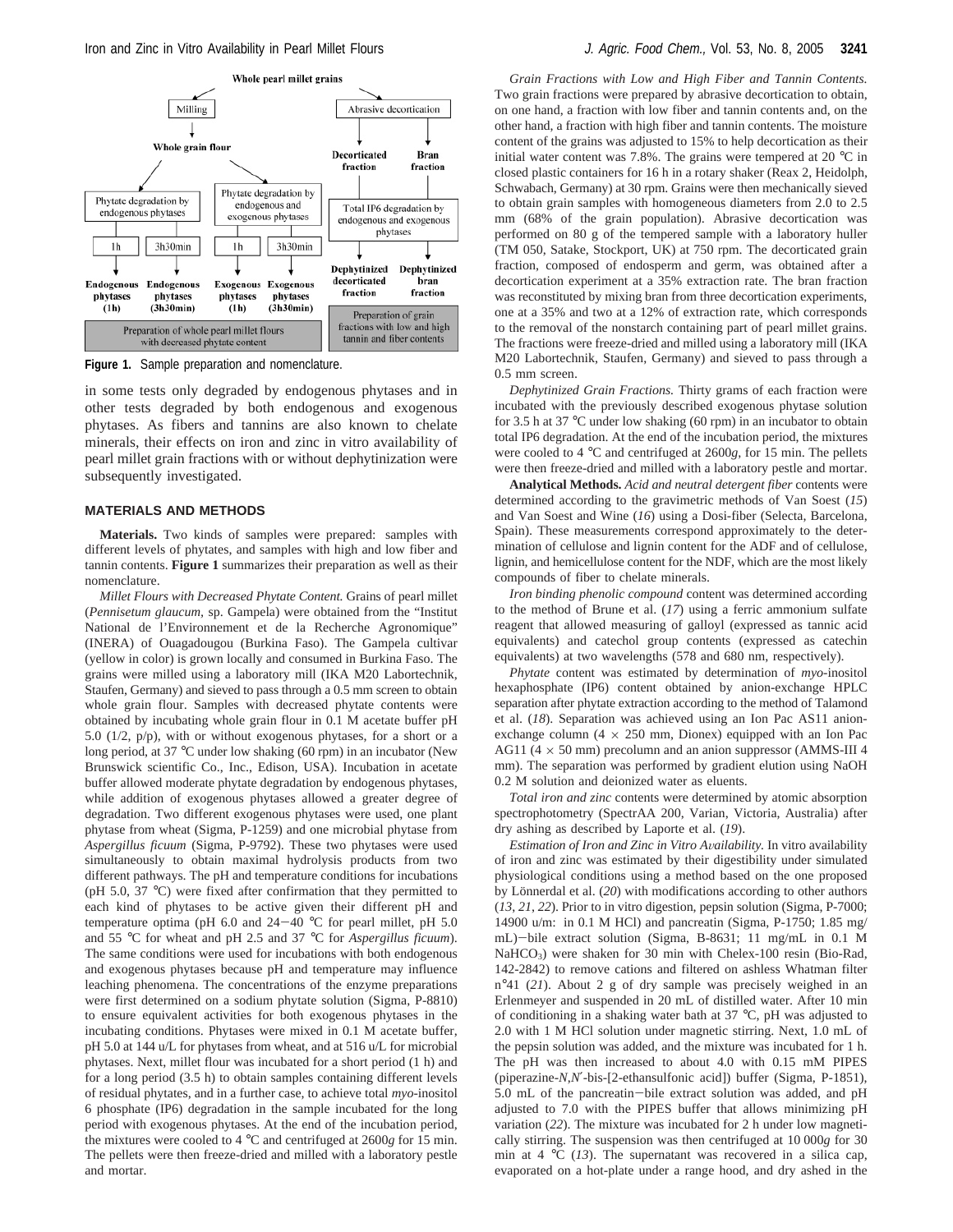**Figure 1.** Sample preparation and nomenclature.

in some tests only degraded by endogenous phytases and in other tests degraded by both endogenous and exogenous phytases. As fibers and tannins are also known to chelate minerals, their effects on iron and zinc in vitro availability of pearl millet grain fractions with or without dephytinization were subsequently investigated.

## MATERIALS AND METHODS

**Materials.** Two kinds of samples were prepared: samples with different levels of phytates, and samples with high and low fiber and tannin contents. **Figure 1** summarizes their preparation as well as their nomenclature.

*Millet Flours with Decreased Phytate Content.* Grains of pearl millet (*Pennisetum glaucum*, sp. Gampela) were obtained from the "Institut National de l'Environnement et de la Recherche Agronomique" (INERA) of Ouagadougou (Burkina Faso). The Gampela cultivar (yellow in color) is grown locally and consumed in Burkina Faso. The grains were milled using a laboratory mill (IKA M20 Labortechnik, Staufen, Germany) and sieved to pass through a 0.5 mm screen to obtain whole grain flour. Samples with decreased phytate contents were obtained by incubating whole grain flour in 0.1 M acetate buffer pH 5.0 (1/2, p/p), with or without exogenous phytases, for a short or a long period, at 37 °C under low shaking (60 rpm) in an incubator (New Brunswick scientific Co., Inc., Edison, USA). Incubation in acetate buffer allowed moderate phytate degradation by endogenous phytases, while addition of exogenous phytases allowed a greater degree of degradation. Two different exogenous phytases were used, one plant phytase from wheat (Sigma, P-1259) and one microbial phytase from *Aspergillus ficuum* (Sigma, P-9792). These two phytases were used simultaneously to obtain maximal hydrolysis products from two different pathways. The pH and temperature conditions for incubations (pH 5.0, 37 °C) were fixed after confirmation that they permitted to each kind of phytases to be active given their different pH and temperature optima (pH 6.0 and 24−40 °C for pearl millet, pH 5.0 and 55 °C for wheat and pH 2.5 and 37 °C for *Aspergillus ficuum*). The same conditions were used for incubations with both endogenous and exogenous phytases because pH and temperature may influence leaching phenomena. The concentrations of the enzyme preparations were first determined on a sodium phytate solution (Sigma, P-8810) to ensure equivalent activities for both exogenous phytases in the incubating conditions. Phytases were mixed in 0.1 M acetate buffer, pH 5.0 at 144 u/L for phytases from wheat, and at 516 u/L for microbial phytases. Next, millet flour was incubated for a short period (1 h) and for a long period (3.5 h) to obtain samples containing different levels of residual phytates, and in a further case, to achieve total *myo*-inositol 6 phosphate (IP6) degradation in the sample incubated for the long period with exogenous phytases. At the end of the incubation period, the mixtures were cooled to 4 °C and centrifuged at 2600*g* for 15 min. The pellets were then freeze-dried and milled with a laboratory pestle and mortar.

*Grain Fractions with Low and High Fiber and Tannin Contents.* Two grain fractions were prepared by abrasive decortication to obtain, on one hand, a fraction with low fiber and tannin contents and, on the other hand, a fraction with high fiber and tannin contents. The moisture content of the grains was adjusted to 15% to help decortication as their initial water content was 7.8%. The grains were tempered at 20 °C in closed plastic containers for 16 h in a rotary shaker (Reax 2, Heidolph, Schwabach, Germany) at 30 rpm. Grains were then mechanically sieved to obtain grain samples with homogeneous diameters from 2.0 to 2.5 mm (68% of the grain population). Abrasive decortication was performed on 80 g of the tempered sample with a laboratory huller (TM 050, Satake, Stockport, UK) at 750 rpm. The decorticated grain fraction, composed of endosperm and germ, was obtained after a decortication experiment at a 35% extraction rate. The bran fraction was reconstituted by mixing bran from three decortication experiments, one at a 35% and two at a 12% of extraction rate, which corresponds to the removal of the nonstarch containing part of pearl millet grains. The fractions were freeze-dried and milled using a laboratory mill (IKA M20 Labortechnik, Staufen, Germany) and sieved to pass through a 0.5 mm screen.

*Dephytinized Grain Fractions.* Thirty grams of each fraction were incubated with the previously described exogenous phytase solution for 3.5 h at 37 °C under low shaking (60 rpm) in an incubator to obtain total IP6 degradation. At the end of the incubation period, the mixtures were cooled to 4 °C and centrifuged at 2600*g*, for 15 min. The pellets were then freeze-dried and milled with a laboratory pestle and mortar.

**Analytical Methods.** *Acid and neutral detergent fiber* contents were determined according to the gravimetric methods of Van Soest (*15*) and Van Soest and Wine (*16*) using a Dosi-fiber (Selecta, Barcelona, Spain). These measurements correspond approximately to the determination of cellulose and lignin content for the ADF and of cellulose, lignin, and hemicellulose content for the NDF, which are the most likely compounds of fiber to chelate minerals.

*Iron binding phenolic compound* content was determined according to the method of Brune et al. (*17*) using a ferric ammonium sulfate reagent that allowed measuring of galloyl (expressed as tannic acid equivalents) and catechol group contents (expressed as catechin equivalents) at two wavelengths (578 and 680 nm, respectively).

*Phytate* content was estimated by determination of *myo*-inositol hexaphosphate (IP6) content obtained by anion-exchange HPLC separation after phytate extraction according to the method of Talamond et al. (*18*). Separation was achieved using an Ion Pac AS11 anion-exchange column (4 × 250 mm, Dionex) equipped with an Ion Pac AG11 (4 × 50 mm) precolumn and an anion suppressor (AMMS-III 4 mm). The separation was performed by gradient elution using NaOH 0.2 M solution and deionized water as eluents.

*Total iron and zinc* contents were determined by atomic absorption spectrophotometry (SpectrAA 200, Varian, Victoria, Australia) after dry ashing as described by Laporte et al. (*19*).

*Estimation of Iron and Zinc in Vitro Availability.* In vitro availability of iron and zinc was estimated by their digestibility under simulated physiological conditions using a method based on the one proposed by Lönnerdal et al. (*20*) with modifications according to other authors (*13, 21, 22*). Prior to in vitro digestion, pepsin solution (Sigma, P-7000; 14900 u/m: in 0.1 M HCl) and pancreatin (Sigma, P-1750; 1.85 mg/mL)−bile extract solution (Sigma, B-8631; 11 mg/mL in 0.1 M $NaHCO_3$) were shaken for 30 min with Chelex-100 resin (Bio-Rad, 142-2842) to remove cations and filtered on ashless Whatman filter n°41 (*21*). About 2 g of dry sample was precisely weighed in an Erlenmeyer and suspended in 20 mL of distilled water. After 10 min of conditioning in a shaking water bath at 37 °C, pH was adjusted to 2.0 with 1 M HCl solution under magnetic stirring. Next, 1.0 mL of the pepsin solution was added, and the mixture was incubated for 1 h. The pH was then increased to about 4.0 with 0.15 mM PIPES (piperazine-*N,N′*-bis-[2-ethansulfonic acid]) buffer (Sigma, P-1851), 5.0 mL of the pancreatin−bile extract solution was added, and pH adjusted to 7.0 with the PIPES buffer that allows minimizing pH variation (*22*). The mixture was incubated for 2 h under low magnetically stirring. The suspension was then centrifuged at 10 000*g* for 30 min at 4 °C (*13*). The supernatant was recovered in a silica cap, evaporated on a hot-plate under a range hood, and dry ashed in the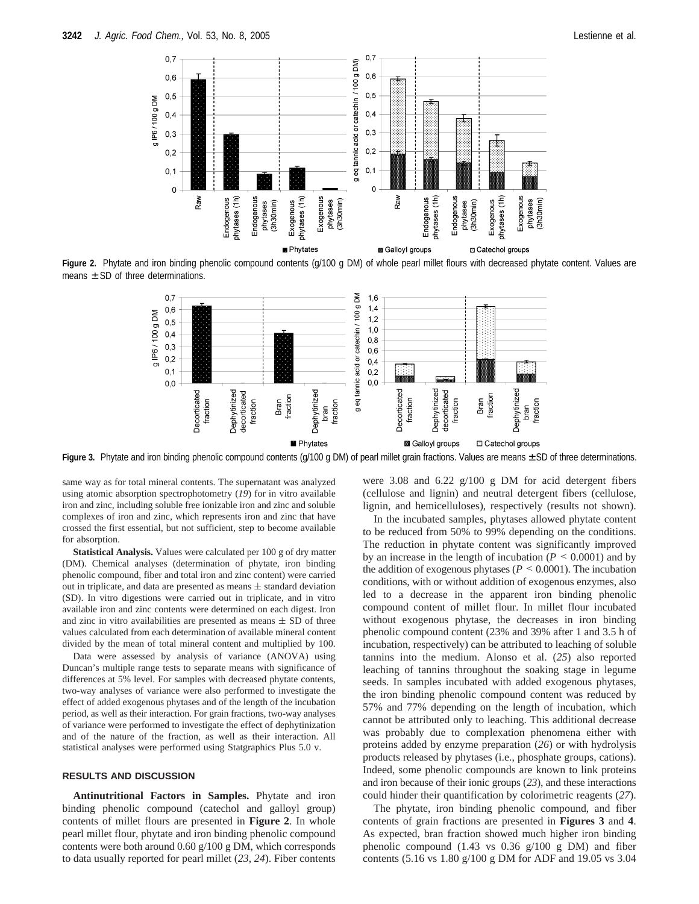Figure 2. Phytate and iron binding phenolic compound contents (g/100 g DM) of whole pearl millet flours with decreased phytate content. Values are means ± SD of three determinations.

Figure 3. Phytate and iron binding phenolic compound contents (g/100 g DM) of pearl millet grain fractions. Values are means ± SD of three determinations.

same way as for total mineral contents. The supernatant was analyzed using atomic absorption spectrophotometry (*19*) for in vitro available iron and zinc, including soluble free ionizable iron and zinc and soluble complexes of iron and zinc, which represents iron and zinc that have crossed the first essential, but not sufficient, step to become available for absorption.

**Statistical Analysis.** Values were calculated per 100 g of dry matter (DM). Chemical analyses (determination of phytate, iron binding phenolic compound, fiber and total iron and zinc content) were carried out in triplicate, and data are presented as means ± standard deviation (SD). In vitro digestions were carried out in triplicate, and in vitro available iron and zinc contents were determined on each digest. Iron and zinc in vitro availabilities are presented as means ± SD of three values calculated from each determination of available mineral content divided by the mean of total mineral content and multiplied by 100.

Data were assessed by analysis of variance (ANOVA) using Duncan's multiple range tests to separate means with significance of differences at 5% level. For samples with decreased phytate contents, two-way analyses of variance were also performed to investigate the effect of added exogenous phytases and of the length of the incubation period, as well as their interaction. For grain fractions, two-way analyses of variance were performed to investigate the effect of dephytinization and of the nature of the fraction, as well as their interaction. All statistical analyses were performed using Statgraphics Plus 5.0 v.

## RESULTS AND DISCUSSION

**Antinutritional Factors in Samples.** Phytate and iron binding phenolic compound (catechol and galloyl group) contents of millet flours are presented in **Figure 2**. In whole pearl millet flour, phytate and iron binding phenolic compound contents were both around 0.60 g/100 g DM, which corresponds to data usually reported for pearl millet (*23*, *24*). Fiber contents were 3.08 and 6.22 g/100 g DM for acid detergent fibers (cellulose and lignin) and neutral detergent fibers (cellulose, lignin, and hemicelluloses), respectively (results not shown).

In the incubated samples, phytases allowed phytate content to be reduced from 50% to 99% depending on the conditions. The reduction in phytate content was significantly improved by an increase in the length of incubation ($P < 0.0001$) and by the addition of exogenous phytases ($P < 0.0001$). The incubation conditions, with or without addition of exogenous enzymes, also led to a decrease in the apparent iron binding phenolic compound content of millet flour. In millet flour incubated without exogenous phytase, the decreases in iron binding phenolic compound content (23% and 39% after 1 and 3.5 h of incubation, respectively) can be attributed to leaching of soluble tannins into the medium. Alonso et al. (*25*) also reported leaching of tannins throughout the soaking stage in legume seeds. In samples incubated with added exogenous phytases, the iron binding phenolic compound content was reduced by 57% and 77% depending on the length of incubation, which cannot be attributed only to leaching. This additional decrease was probably due to complexation phenomena either with proteins added by enzyme preparation (*26*) or with hydrolysis products released by phytases (i.e., phosphate groups, cations). Indeed, some phenolic compounds are known to link proteins and iron because of their ionic groups (*23*), and these interactions could hinder their quantification by colorimetric reagents (*27*).

The phytate, iron binding phenolic compound, and fiber contents of grain fractions are presented in **Figures 3** and **4**. As expected, bran fraction showed much higher iron binding phenolic compound (1.43 vs 0.36 g/100 g DM) and fiber contents (5.16 vs 1.80 g/100 g DM for ADF and 19.05 vs 3.04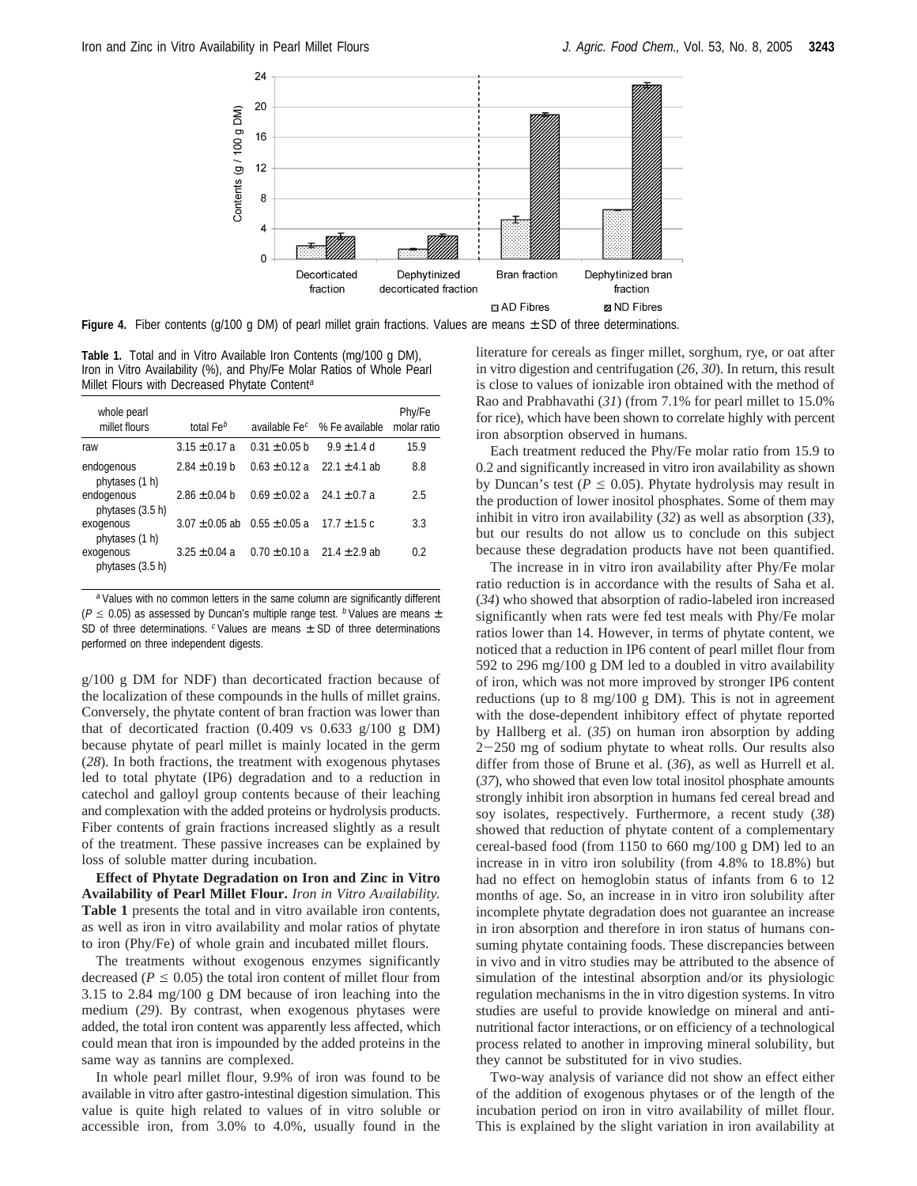**Figure 4.** Fiber contents (g/100 g DM) of pearl millet grain fractions. Values are means ± SD of three determinations.

**Table 1.** Total and in Vitro Available Iron Contents (mg/100 g DM), Iron in Vitro Availability (%), and Phy/Fe Molar Ratios of Whole Pearl Millet Flours with Decreased Phytate Content[a]

| whole pearl millet flours | total Fe[b] | available Fe[c] | % Fe available | Phy/Fe molar ratio |
|---|---|---|---|---|
| raw | 3.15 ± 0.17 a | 0.31 ± 0.05 b | 9.9 ± 1.4 d | 15.9 |
| endogenous phytases (1 h) | 2.84 ± 0.19 b | 0.63 ± 0.12 a | 22.1 ± 4.1 ab | 8.8 |
| endogenous phytases (3.5 h) | 2.86 ± 0.04 b | 0.69 ± 0.02 a | 24.1 ± 0.7 a | 2.5 |
| exogenous phytases (1 h) | 3.07 ± 0.05 ab | 0.55 ± 0.05 a | 17.7 ± 1.5 c | 3.3 |
| exogenous phytases (3.5 h) | 3.25 ± 0.04 a | 0.70 ± 0.10 a | 21.4 ± 2.9 ab | 0.2 |

[a] Values with no common letters in the same column are significantly different ($P \leq 0.05$) as assessed by Duncan's multiple range test. [b] Values are means ± SD of three determinations. [c] Values are means ± SD of three determinations performed on three independent digests.

g/100 g DM for NDF) than decorticated fraction because of the localization of these compounds in the hulls of millet grains. Conversely, the phytate content of bran fraction was lower than that of decorticated fraction (0.409 vs 0.633 g/100 g DM) because phytate of pearl millet is mainly located in the germ (*28*). In both fractions, the treatment with exogenous phytases led to total phytate (IP6) degradation and to a reduction in catechol and galloyl group contents because of their leaching and complexation with the added proteins or hydrolysis products. Fiber contents of grain fractions increased slightly as a result of the treatment. These passive increases can be explained by loss of soluble matter during incubation.

**Effect of Phytate Degradation on Iron and Zinc in Vitro Availability of Pearl Millet Flour.** *Iron in Vitro Availability.* **Table 1** presents the total and in vitro available iron contents, as well as iron in vitro availability and molar ratios of phytate to iron (Phy/Fe) of whole grain and incubated millet flours.

The treatments without exogenous enzymes significantly decreased ($P \leq 0.05$) the total iron content of millet flour from 3.15 to 2.84 mg/100 g DM because of iron leaching into the medium (*29*). By contrast, when exogenous phytases were added, the total iron content was apparently less affected, which could mean that iron is impounded by the added proteins in the same way as tannins are complexed.

In whole pearl millet flour, 9.9% of iron was found to be available in vitro after gastro-intestinal digestion simulation. This value is quite high related to values of in vitro soluble or accessible iron, from 3.0% to 4.0%, usually found in the literature for cereals as finger millet, sorghum, rye, or oat after in vitro digestion and centrifugation (*26*, *30*). In return, this result is close to values of ionizable iron obtained with the method of Rao and Prabhavathi (*31*) (from 7.1% for pearl millet to 15.0% for rice), which have been shown to correlate highly with percent iron absorption observed in humans.

Each treatment reduced the Phy/Fe molar ratio from 15.9 to 0.2 and significantly increased in vitro iron availability as shown by Duncan's test ($P \leq 0.05$). Phytate hydrolysis may result in the production of lower inositol phosphates. Some of them may inhibit in vitro iron availability (*32*) as well as absorption (*33*), but our results do not allow us to conclude on this subject because these degradation products have not been quantified.

The increase in in vitro iron availability after Phy/Fe molar ratio reduction is in accordance with the results of Saha et al. (*34*) who showed that absorption of radio-labeled iron increased significantly when rats were fed test meals with Phy/Fe molar ratios lower than 14. However, in terms of phytate content, we noticed that a reduction in IP6 content of pearl millet flour from 592 to 296 mg/100 g DM led to a doubled in vitro availability of iron, which was not more improved by stronger IP6 content reductions (up to 8 mg/100 g DM). This is not in agreement with the dose-dependent inhibitory effect of phytate reported by Hallberg et al. (*35*) on human iron absorption by adding 2−250 mg of sodium phytate to wheat rolls. Our results also differ from those of Brune et al. (*36*), as well as Hurrell et al. (*37*), who showed that even low total inositol phosphate amounts strongly inhibit iron absorption in humans fed cereal bread and soy isolates, respectively. Furthermore, a recent study (*38*) showed that reduction of phytate content of a complementary cereal-based food (from 1150 to 660 mg/100 g DM) led to an increase in in vitro iron solubility (from 4.8% to 18.8%) but had no effect on hemoglobin status of infants from 6 to 12 months of age. So, an increase in in vitro iron solubility after incomplete phytate degradation does not guarantee an increase in iron absorption and therefore in iron status of humans consuming phytate containing foods. These discrepancies between in vivo and in vitro studies may be attributed to the absence of simulation of the intestinal absorption and/or its physiologic regulation mechanisms in the in vitro digestion systems. In vitro studies are useful to provide knowledge on mineral and antinutritional factor interactions, or on efficiency of a technological process related to another in improving mineral solubility, but they cannot be substituted for in vivo studies.

Two-way analysis of variance did not show an effect either of the addition of exogenous phytases or of the length of the incubation period on iron in vitro availability of millet flour. This is explained by the slight variation in iron availability at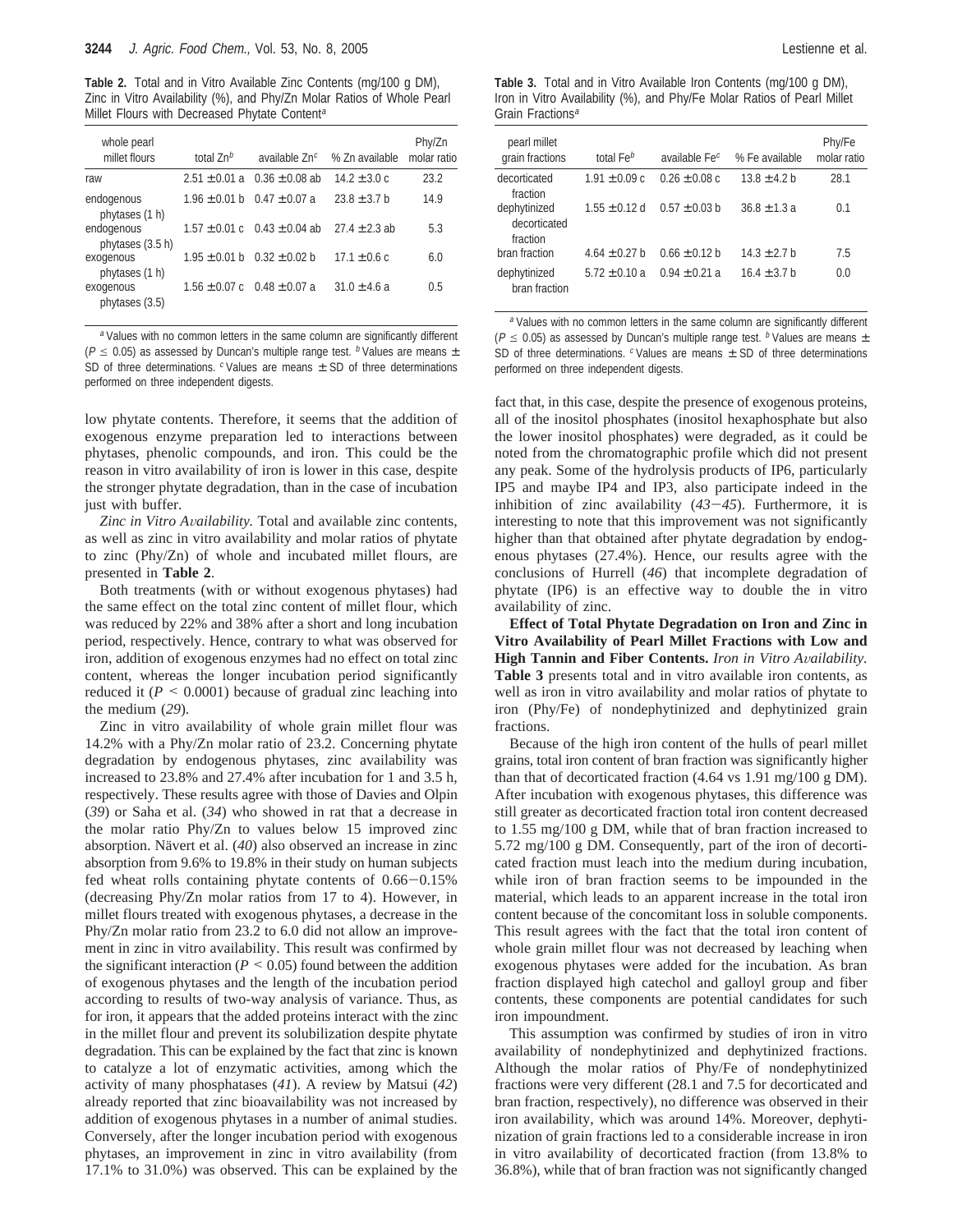**Table 2.** Total and in Vitro Available Zinc Contents (mg/100 g DM), Zinc in Vitro Availability (%), and Phy/Zn Molar Ratios of Whole Pearl Millet Flours with Decreased Phytate Content[a]

| whole pearl millet flours | total Zn[b] | available Zn[c] | % Zn available | Phy/Zn molar ratio |
|---|---|---|---|---|
| raw | 2.51 ± 0.01 a | 0.36 ± 0.08 ab | 14.2 ± 3.0 c | 23.2 |
| endogenous phytases (1 h) | 1.96 ± 0.01 b | 0.47 ± 0.07 a | 23.8 ± 3.7 b | 14.9 |
| endogenous phytases (3.5 h) | 1.57 ± 0.01 c | 0.43 ± 0.04 ab | 27.4 ± 2.3 ab | 5.3 |
| exogenous phytases (1 h) | 1.95 ± 0.01 b | 0.32 ± 0.02 b | 17.1 ± 0.6 c | 6.0 |
| exogenous phytases (3.5) | 1.56 ± 0.07 c | 0.48 ± 0.07 a | 31.0 ± 4.6 a | 0.5 |

[a] Values with no common letters in the same column are significantly different ($P \leq 0.05$) as assessed by Duncan's multiple range test. [b] Values are means ± SD of three determinations. [c] Values are means ± SD of three determinations performed on three independent digests.

low phytate contents. Therefore, it seems that the addition of exogenous enzyme preparation led to interactions between phytases, phenolic compounds, and iron. This could be the reason in vitro availability of iron is lower in this case, despite the stronger phytate degradation, than in the case of incubation just with buffer.

*Zinc in Vitro Availability.* Total and available zinc contents, as well as zinc in vitro availability and molar ratios of phytate to zinc (Phy/Zn) of whole and incubated millet flours, are presented in **Table 2**.

Both treatments (with or without exogenous phytases) had the same effect on the total zinc content of millet flour, which was reduced by 22% and 38% after a short and long incubation period, respectively. Hence, contrary to what was observed for iron, addition of exogenous enzymes had no effect on total zinc content, whereas the longer incubation period significantly reduced it ($P < 0.0001$) because of gradual zinc leaching into the medium (*29*).

Zinc in vitro availability of whole grain millet flour was 14.2% with a Phy/Zn molar ratio of 23.2. Concerning phytate degradation by endogenous phytases, zinc availability was increased to 23.8% and 27.4% after incubation for 1 and 3.5 h, respectively. These results agree with those of Davies and Olpin (*39*) or Saha et al. (*34*) who showed in rat that a decrease in the molar ratio Phy/Zn to values below 15 improved zinc absorption. Nävert et al. (*40*) also observed an increase in zinc absorption from 9.6% to 19.8% in their study on human subjects fed wheat rolls containing phytate contents of 0.66−0.15% (decreasing Phy/Zn molar ratios from 17 to 4). However, in millet flours treated with exogenous phytases, a decrease in the Phy/Zn molar ratio from 23.2 to 6.0 did not allow an improvement in zinc in vitro availability. This result was confirmed by the significant interaction ($P < 0.05$) found between the addition of exogenous phytases and the length of the incubation period according to results of two-way analysis of variance. Thus, as for iron, it appears that the added proteins interact with the zinc in the millet flour and prevent its solubilization despite phytate degradation. This can be explained by the fact that zinc is known to catalyze a lot of enzymatic activities, among which the activity of many phosphatases (*41*). A review by Matsui (*42*) already reported that zinc bioavailability was not increased by addition of exogenous phytases in a number of animal studies. Conversely, after the longer incubation period with exogenous phytases, an improvement in zinc in vitro availability (from 17.1% to 31.0%) was observed. This can be explained by the fact that, in this case, despite the presence of exogenous proteins, all of the inositol phosphates (inositol hexaphosphate but also the lower inositol phosphates) were degraded, as it could be noted from the chromatographic profile which did not present any peak. Some of the hydrolysis products of IP6, particularly IP5 and maybe IP4 and IP3, also participate indeed in the inhibition of zinc availability (*43*−*45*). Furthermore, it is interesting to note that this improvement was not significantly higher than that obtained after phytate degradation by endogenous phytases (27.4%). Hence, our results agree with the conclusions of Hurrell (*46*) that incomplete degradation of phytate (IP6) is an effective way to double the in vitro availability of zinc.

**Table 3.** Total and in Vitro Available Iron Contents (mg/100 g DM), Iron in Vitro Availability (%), and Phy/Fe Molar Ratios of Pearl Millet Grain Fractions[a]

| pearl millet grain fractions | total Fe[b] | available Fe[c] | % Fe available | Phy/Fe molar ratio |
|---|---|---|---|---|
| decorticated fraction | 1.91 ± 0.09 c | 0.26 ± 0.08 c | 13.8 ± 4.2 b | 28.1 |
| dephytinized decorticated fraction | 1.55 ± 0.12 d | 0.57 ± 0.03 b | 36.8 ± 1.3 a | 0.1 |
| bran fraction | 4.64 ± 0.27 b | 0.66 ± 0.12 b | 14.3 ± 2.7 b | 7.5 |
| dephytinized bran fraction | 5.72 ± 0.10 a | 0.94 ± 0.21 a | 16.4 ± 3.7 b | 0.0 |

[a] Values with no common letters in the same column are significantly different ($P \leq 0.05$) as assessed by Duncan's multiple range test. [b] Values are means ± SD of three determinations. [c] Values are means ± SD of three determinations performed on three independent digests.

**Effect of Total Phytate Degradation on Iron and Zinc in Vitro Availability of Pearl Millet Fractions with Low and High Tannin and Fiber Contents.** *Iron in Vitro Availability.* **Table 3** presents total and in vitro available iron contents, as well as iron in vitro availability and molar ratios of phytate to iron (Phy/Fe) of nondephytinized and dephytinized grain fractions.

Because of the high iron content of the hulls of pearl millet grains, total iron content of bran fraction was significantly higher than that of decorticated fraction (4.64 vs 1.91 mg/100 g DM). After incubation with exogenous phytases, this difference was still greater as decorticated fraction total iron content decreased to 1.55 mg/100 g DM, while that of bran fraction increased to 5.72 mg/100 g DM. Consequently, part of the iron of decorticated fraction must leach into the medium during incubation, while iron of bran fraction seems to be impounded in the material, which leads to an apparent increase in the total iron content because of the concomitant loss in soluble components. This result agrees with the fact that the total iron content of whole grain millet flour was not decreased by leaching when exogenous phytases were added for the incubation. As bran fraction displayed high catechol and galloyl group and fiber contents, these components are potential candidates for such iron impoundment.

This assumption was confirmed by studies of iron in vitro availability of nondephytinized and dephytinized fractions. Although the molar ratios of Phy/Fe of nondephytinized fractions were very different (28.1 and 7.5 for decorticated and bran fraction, respectively), no difference was observed in their iron availability, which was around 14%. Moreover, dephytinization of grain fractions led to a considerable increase in iron in vitro availability of decorticated fraction (from 13.8% to 36.8%), while that of bran fraction was not significantly changed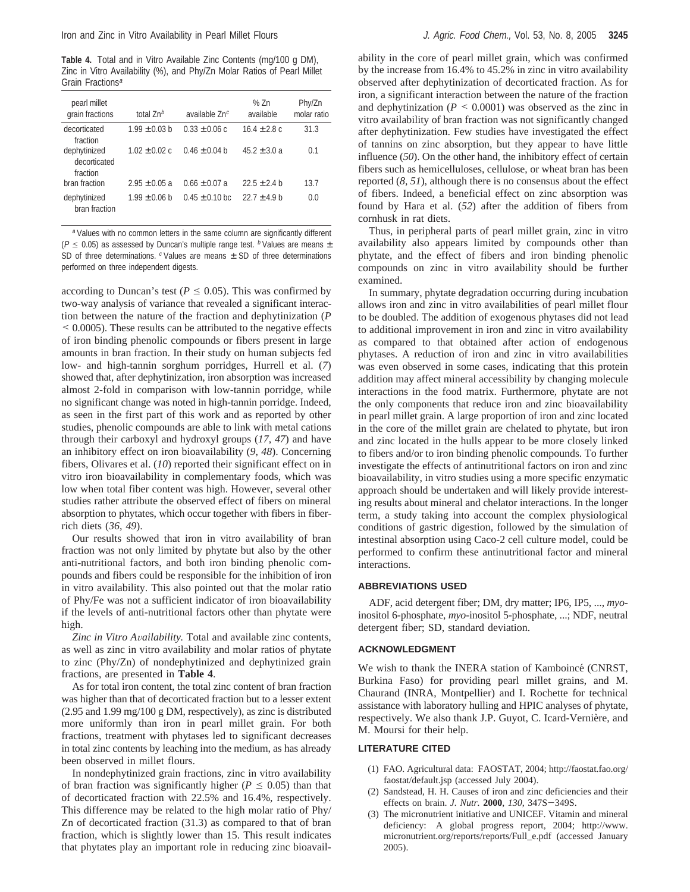**Table 4.** Total and in Vitro Available Zinc Contents (mg/100 g DM), Zinc in Vitro Availability (%), and Phy/Zn Molar Ratios of Pearl Millet Grain Fractions[a]

| pearl millet grain fractions | total Zn[b] | available Zn[c] | % Zn available | Phy/Zn molar ratio |
|---|---|---|---|---|
| decorticated fraction | 1.99 ± 0.03 b | 0.33 ± 0.06 c | 16.4 ± 2.8 c | 31.3 |
| dephytinized decorticated fraction | 1.02 ± 0.02 c | 0.46 ± 0.04 b | 45.2 ± 3.0 a | 0.1 |
| bran fraction | 2.95 ± 0.05 a | 0.66 ± 0.07 a | 22.5 ± 2.4 b | 13.7 |
| dephytinized bran fraction | 1.99 ± 0.06 b | 0.45 ± 0.10 bc | 22.7 ± 4.9 b | 0.0 |

[a] Values with no common letters in the same column are significantly different ($P \leq 0.05$) as assessed by Duncan's multiple range test. [b] Values are means ± SD of three determinations. [c] Values are means ± SD of three determinations performed on three independent digests.

according to Duncan's test ($P \leq 0.05$). This was confirmed by two-way analysis of variance that revealed a significant interaction between the nature of the fraction and dephytinization ($P < 0.0005$). These results can be attributed to the negative effects of iron binding phenolic compounds or fibers present in large amounts in bran fraction. In their study on human subjects fed low- and high-tannin sorghum porridges, Hurrell et al. (*7*) showed that, after dephytinization, iron absorption was increased almost 2-fold in comparison with low-tannin porridge, while no significant change was noted in high-tannin porridge. Indeed, as seen in the first part of this work and as reported by other studies, phenolic compounds are able to link with metal cations through their carboxyl and hydroxyl groups (*17*, *47*) and have an inhibitory effect on iron bioavailability (*9*, *48*). Concerning fibers, Olivares et al. (*10*) reported their significant effect on in vitro iron bioavailability in complementary foods, which was low when total fiber content was high. However, several other studies rather attribute the observed effect of fibers on mineral absorption to phytates, which occur together with fibers in fiber-rich diets (*36*, *49*).

Our results showed that iron in vitro availability of bran fraction was not only limited by phytate but also by the other anti-nutritional factors, and both iron binding phenolic compounds and fibers could be responsible for the inhibition of iron in vitro availability. This also pointed out that the molar ratio of Phy/Fe was not a sufficient indicator of iron bioavailability if the levels of anti-nutritional factors other than phytate were high.

*Zinc in Vitro Availability.* Total and available zinc contents, as well as zinc in vitro availability and molar ratios of phytate to zinc (Phy/Zn) of nondephytinized and dephytinized grain fractions, are presented in **Table 4**.

As for total iron content, the total zinc content of bran fraction was higher than that of decorticated fraction but to a lesser extent (2.95 and 1.99 mg/100 g DM, respectively), as zinc is distributed more uniformly than iron in pearl millet grain. For both fractions, treatment with phytases led to significant decreases in total zinc contents by leaching into the medium, as has already been observed in millet flours.

In nondephytinized grain fractions, zinc in vitro availability of bran fraction was significantly higher ($P \leq 0.05$) than that of decorticated fraction with 22.5% and 16.4%, respectively. This difference may be related to the high molar ratio of Phy/Zn of decorticated fraction (31.3) as compared to that of bran fraction, which is slightly lower than 15. This result indicates that phytates play an important role in reducing zinc bioavailability in the core of pearl millet grain, which was confirmed by the increase from 16.4% to 45.2% in zinc in vitro availability observed after dephytinization of decorticated fraction. As for iron, a significant interaction between the nature of the fraction and dephytinization ($P < 0.0001$) was observed as the zinc in vitro availability of bran fraction was not significantly changed after dephytinization. Few studies have investigated the effect of tannins on zinc absorption, but they appear to have little influence (*50*). On the other hand, the inhibitory effect of certain fibers such as hemicelluloses, cellulose, or wheat bran has been reported (*8*, *51*), although there is no consensus about the effect of fibers. Indeed, a beneficial effect on zinc absorption was found by Hara et al. (*52*) after the addition of fibers from cornhusk in rat diets.

Thus, in peripheral parts of pearl millet grain, zinc in vitro availability also appears limited by compounds other than phytate, and the effect of fibers and iron binding phenolic compounds on zinc in vitro availability should be further examined.

In summary, phytate degradation occurring during incubation allows iron and zinc in vitro availabilities of pearl millet flour to be doubled. The addition of exogenous phytases did not lead to additional improvement in iron and zinc in vitro availability as compared to that obtained after action of endogenous phytases. A reduction of iron and zinc in vitro availabilities was even observed in some cases, indicating that this protein addition may affect mineral accessibility by changing molecule interactions in the food matrix. Furthermore, phytate are not the only components that reduce iron and zinc bioavailability in pearl millet grain. A large proportion of iron and zinc located in the core of the millet grain are chelated to phytate, but iron and zinc located in the hulls appear to be more closely linked to fibers and/or to iron binding phenolic compounds. To further investigate the effects of antinutritional factors on iron and zinc bioavailability, in vitro studies using a more specific enzymatic approach should be undertaken and will likely provide interesting results about mineral and chelator interactions. In the longer term, a study taking into account the complex physiological conditions of gastric digestion, followed by the simulation of intestinal absorption using Caco-2 cell culture model, could be performed to confirm these antinutritional factor and mineral interactions.

## ABBREVIATIONS USED

ADF, acid detergent fiber; DM, dry matter; IP6, IP5, ..., *myo*-inositol 6-phosphate, *myo*-inositol 5-phosphate, ...; NDF, neutral detergent fiber; SD, standard deviation.

## ACKNOWLEDGMENT

We wish to thank the INERA station of Kamboincé (CNRST, Burkina Faso) for providing pearl millet grains, and M. Chaurand (INRA, Montpellier) and I. Rochette for technical assistance with laboratory hulling and HPIC analyses of phytate, respectively. We also thank J.P. Guyot, C. Icard-Vernière, and M. Moursi for their help.

## LITERATURE CITED

(1) FAO. Agricultural data: FAOSTAT, 2004; http://faostat.fao.org/faostat/default.jsp (accessed July 2004).

(2) Sandstead, H. H. Causes of iron and zinc deficiencies and their effects on brain. *J. Nutr.* **2000**, *130*, 347S−349S.

(3) The micronutrient initiative and UNICEF. Vitamin and mineral deficiency: A global progress report, 2004; http://www.micronutrient.org/reports/reports/Full_e.pdf (accessed January 2005).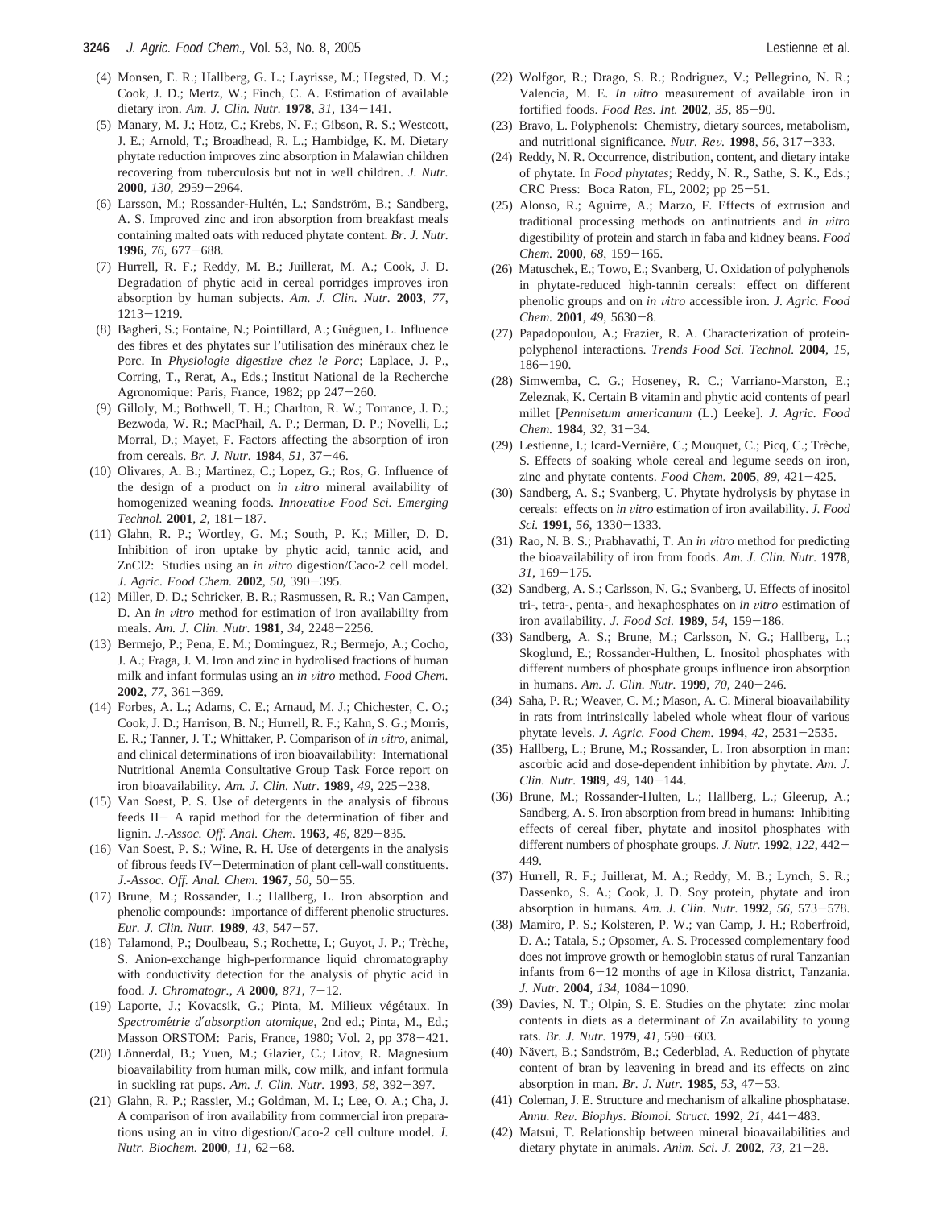(4) Monsen, E. R.; Hallberg, G. L.; Layrisse, M.; Hegsted, D. M.; Cook, J. D.; Mertz, W.; Finch, C. A. Estimation of available dietary iron. *Am. J. Clin. Nutr.* **1978**, *31*, 134−141.

(5) Manary, M. J.; Hotz, C.; Krebs, N. F.; Gibson, R. S.; Westcott, J. E.; Arnold, T.; Broadhead, R. L.; Hambidge, K. M. Dietary phytate reduction improves zinc absorption in Malawian children recovering from tuberculosis but not in well children. *J. Nutr.* **2000**, *130*, 2959−2964.

(6) Larsson, M.; Rossander-Hultén, L.; Sandström, B.; Sandberg, A. S. Improved zinc and iron absorption from breakfast meals containing malted oats with reduced phytate content. *Br. J. Nutr.* **1996**, *76*, 677−688.

(7) Hurrell, R. F.; Reddy, M. B.; Juillerat, M. A.; Cook, J. D. Degradation of phytic acid in cereal porridges improves iron absorption by human subjects. *Am. J. Clin. Nutr.* **2003**, *77*, 1213−1219.

(8) Bagheri, S.; Fontaine, N.; Pointillard, A.; Guéguen, L. Influence des fibres et des phytates sur l'utilisation des minéraux chez le Porc. In *Physiologie digestive chez le Porc*; Laplace, J. P., Corring, T., Rerat, A., Eds.; Institut National de la Recherche Agronomique: Paris, France, 1982; pp 247−260.

(9) Gilloly, M.; Bothwell, T. H.; Charlton, R. W.; Torrance, J. D.; Bezwoda, W. R.; MacPhail, A. P.; Derman, D. P.; Novelli, L.; Morral, D.; Mayet, F. Factors affecting the absorption of iron from cereals. *Br. J. Nutr.* **1984**, *51*, 37−46.

(10) Olivares, A. B.; Martinez, C.; Lopez, G.; Ros, G. Influence of the design of a product on *in vitro* mineral availability of homogenized weaning foods. *Innovative Food Sci. Emerging Technol.* **2001**, *2*, 181−187.

(11) Glahn, R. P.; Wortley, G. M.; South, P. K.; Miller, D. D. Inhibition of iron uptake by phytic acid, tannic acid, and ZnCl2: Studies using an *in vitro* digestion/Caco-2 cell model. *J. Agric. Food Chem.* **2002**, *50*, 390−395.

(12) Miller, D. D.; Schricker, B. R.; Rasmussen, R. R.; Van Campen, D. An *in vitro* method for estimation of iron availability from meals. *Am. J. Clin. Nutr.* **1981**, *34*, 2248−2256.

(13) Bermejo, P.; Pena, E. M.; Dominguez, R.; Bermejo, A.; Cocho, J. A.; Fraga, J. M. Iron and zinc in hydrolised fractions of human milk and infant formulas using an *in vitro* method. *Food Chem.* **2002**, *77*, 361−369.

(14) Forbes, A. L.; Adams, C. E.; Arnaud, M. J.; Chichester, C. O.; Cook, J. D.; Harrison, B. N.; Hurrell, R. F.; Kahn, S. G.; Morris, E. R.; Tanner, J. T.; Whittaker, P. Comparison of *in vitro*, animal, and clinical determinations of iron bioavailability: International Nutritional Anemia Consultative Group Task Force report on iron bioavailability. *Am. J. Clin. Nutr.* **1989**, *49*, 225−238.

(15) Van Soest, P. S. Use of detergents in the analysis of fibrous feeds II− A rapid method for the determination of fiber and lignin. *J.-Assoc. Off. Anal. Chem.* **1963**, *46*, 829−835.

(16) Van Soest, P. S.; Wine, R. H. Use of detergents in the analysis of fibrous feeds IV−Determination of plant cell-wall constituents. *J.-Assoc. Off. Anal. Chem.* **1967**, *50*, 50−55.

(17) Brune, M.; Rossander, L.; Hallberg, L. Iron absorption and phenolic compounds: importance of different phenolic structures. *Eur. J. Clin. Nutr.* **1989**, *43*, 547−57.

(18) Talamond, P.; Doulbeau, S.; Rochette, I.; Guyot, J. P.; Trèche, S. Anion-exchange high-performance liquid chromatography with conductivity detection for the analysis of phytic acid in food. *J. Chromatogr., A* **2000**, *871*, 7−12.

(19) Laporte, J.; Kovacsik, G.; Pinta, M. Milieux végétaux. In *Spectrométrie d'absorption atomique*, 2nd ed.; Pinta, M., Ed.; Masson ORSTOM: Paris, France, 1980; Vol. 2, pp 378−421.

(20) Lönnerdal, B.; Yuen, M.; Glazier, C.; Litov, R. Magnesium bioavailability from human milk, cow milk, and infant formula in suckling rat pups. *Am. J. Clin. Nutr.* **1993**, *58*, 392−397.

(21) Glahn, R. P.; Rassier, M.; Goldman, M. I.; Lee, O. A.; Cha, J. A comparison of iron availability from commercial iron preparations using an in vitro digestion/Caco-2 cell culture model. *J. Nutr. Biochem.* **2000**, *11*, 62−68.

(22) Wolfgor, R.; Drago, S. R.; Rodriguez, V.; Pellegrino, N. R.; Valencia, M. E. *In vitro* measurement of available iron in fortified foods. *Food Res. Int.* **2002**, *35*, 85−90.

(23) Bravo, L. Polyphenols: Chemistry, dietary sources, metabolism, and nutritional significance. *Nutr. Rev.* **1998**, *56*, 317−333.

(24) Reddy, N. R. Occurrence, distribution, content, and dietary intake of phytate. In *Food phytates*; Reddy, N. R., Sathe, S. K., Eds.; CRC Press: Boca Raton, FL, 2002; pp 25−51.

(25) Alonso, R.; Aguirre, A.; Marzo, F. Effects of extrusion and traditional processing methods on antinutrients and *in vitro* digestibility of protein and starch in faba and kidney beans. *Food Chem.* **2000**, *68*, 159−165.

(26) Matuschek, E.; Towo, E.; Svanberg, U. Oxidation of polyphenols in phytate-reduced high-tannin cereals: effect on different phenolic groups and on *in vitro* accessible iron. *J. Agric. Food Chem.* **2001**, *49*, 5630−8.

(27) Papadopoulou, A.; Frazier, R. A. Characterization of protein-polyphenol interactions. *Trends Food Sci. Technol.* **2004**, *15*, 186−190.

(28) Simwemba, C. G.; Hoseney, R. C.; Varriano-Marston, E.; Zeleznak, K. Certain B vitamin and phytic acid contents of pearl millet [*Pennisetum americanum* (L.) Leeke]. *J. Agric. Food Chem.* **1984**, *32*, 31−34.

(29) Lestienne, I.; Icard-Vernière, C.; Mouquet, C.; Picq, C.; Trèche, S. Effects of soaking whole cereal and legume seeds on iron, zinc and phytate contents. *Food Chem.* **2005**, *89*, 421−425.

(30) Sandberg, A. S.; Svanberg, U. Phytate hydrolysis by phytase in cereals: effects on *in vitro* estimation of iron availability. *J. Food Sci.* **1991**, *56*, 1330−1333.

(31) Rao, N. B. S.; Prabhavathi, T. An *in vitro* method for predicting the bioavailability of iron from foods. *Am. J. Clin. Nutr.* **1978**, *31*, 169−175.

(32) Sandberg, A. S.; Carlsson, N. G.; Svanberg, U. Effects of inositol tri-, tetra-, penta-, and hexaphosphates on *in vitro* estimation of iron availability. *J. Food Sci.* **1989**, *54*, 159−186.

(33) Sandberg, A. S.; Brune, M.; Carlsson, N. G.; Hallberg, L.; Skoglund, E.; Rossander-Hulthen, L. Inositol phosphates with different numbers of phosphate groups influence iron absorption in humans. *Am. J. Clin. Nutr.* **1999**, *70*, 240−246.

(34) Saha, P. R.; Weaver, C. M.; Mason, A. C. Mineral bioavailability in rats from intrinsically labeled whole wheat flour of various phytate levels. *J. Agric. Food Chem.* **1994**, *42*, 2531−2535.

(35) Hallberg, L.; Brune, M.; Rossander, L. Iron absorption in man: ascorbic acid and dose-dependent inhibition by phytate. *Am. J. Clin. Nutr.* **1989**, *49*, 140−144.

(36) Brune, M.; Rossander-Hulten, L.; Hallberg, L.; Gleerup, A.; Sandberg, A. S. Iron absorption from bread in humans: Inhibiting effects of cereal fiber, phytate and inositol phosphates with different numbers of phosphate groups. *J. Nutr.* **1992**, *122*, 442−449.

(37) Hurrell, R. F.; Juillerat, M. A.; Reddy, M. B.; Lynch, S. R.; Dassenko, S. A.; Cook, J. D. Soy protein, phytate and iron absorption in humans. *Am. J. Clin. Nutr.* **1992**, *56*, 573−578.

(38) Mamiro, P. S.; Kolsteren, P. W.; van Camp, J. H.; Roberfroid, D. A.; Tatala, S.; Opsomer, A. S. Processed complementary food does not improve growth or hemoglobin status of rural Tanzanian infants from 6−12 months of age in Kilosa district, Tanzania. *J. Nutr.* **2004**, *134*, 1084−1090.

(39) Davies, N. T.; Olpin, S. E. Studies on the phytate: zinc molar contents in diets as a determinant of Zn availability to young rats. *Br. J. Nutr.* **1979**, *41*, 590−603.

(40) Nävert, B.; Sandström, B.; Cederblad, A. Reduction of phytate content of bran by leavening in bread and its effects on zinc absorption in man. *Br. J. Nutr.* **1985**, *53*, 47−53.

(41) Coleman, J. E. Structure and mechanism of alkaline phosphatase. *Annu. Rev. Biophys. Biomol. Struct.* **1992**, *21*, 441−483.

(42) Matsui, T. Relationship between mineral bioavailabilities and dietary phytate in animals. *Anim. Sci. J.* **2002**, *73*, 21−28.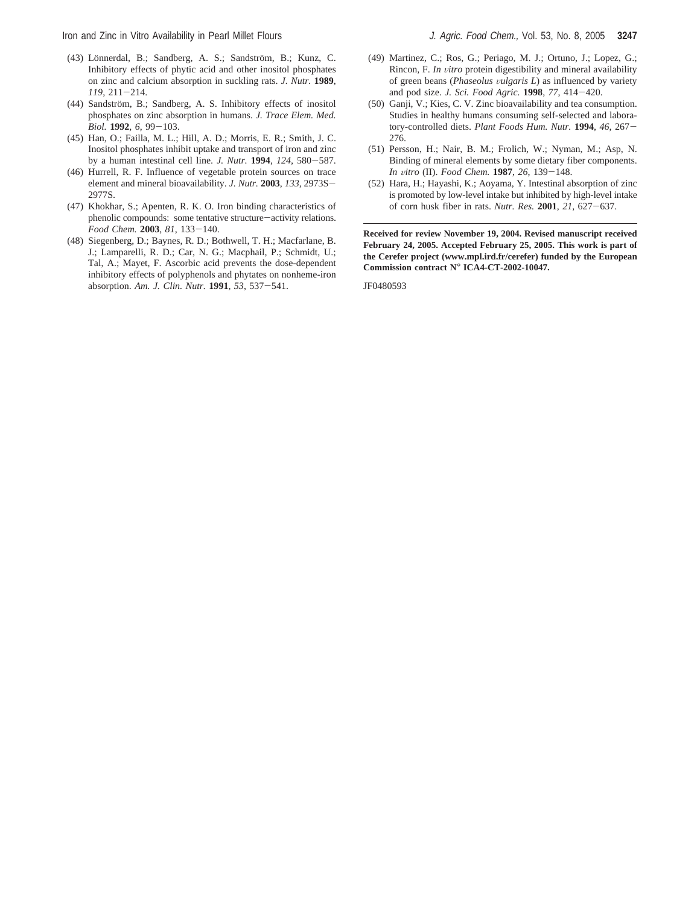(43) Lönnerdal, B.; Sandberg, A. S.; Sandström, B.; Kunz, C. Inhibitory effects of phytic acid and other inositol phosphates on zinc and calcium absorption in suckling rats. *J. Nutr.* **1989**, *119*, 211−214.

(44) Sandström, B.; Sandberg, A. S. Inhibitory effects of inositol phosphates on zinc absorption in humans. *J. Trace Elem. Med. Biol.* **1992**, *6*, 99−103.

(45) Han, O.; Failla, M. L.; Hill, A. D.; Morris, E. R.; Smith, J. C. Inositol phosphates inhibit uptake and transport of iron and zinc by a human intestinal cell line. *J. Nutr.* **1994**, *124*, 580−587.

(46) Hurrell, R. F. Influence of vegetable protein sources on trace element and mineral bioavailability. *J. Nutr.* **2003**, *133*, 2973S−2977S.

(47) Khokhar, S.; Apenten, R. K. O. Iron binding characteristics of phenolic compounds: some tentative structure−activity relations. *Food Chem.* **2003**, *81*, 133−140.

(48) Siegenberg, D.; Baynes, R. D.; Bothwell, T. H.; Macfarlane, B. J.; Lamparelli, R. D.; Car, N. G.; Macphail, P.; Schmidt, U.; Tal, A.; Mayet, F. Ascorbic acid prevents the dose-dependent inhibitory effects of polyphenols and phytates on nonheme-iron absorption. *Am. J. Clin. Nutr.* **1991**, *53*, 537−541.

(49) Martinez, C.; Ros, G.; Periago, M. J.; Ortuno, J.; Lopez, G.; Rincon, F. *In vitro* protein digestibility and mineral availability of green beans (*Phaseolus vulgaris L*) as influenced by variety and pod size. *J. Sci. Food Agric.* **1998**, *77*, 414−420.

(50) Ganji, V.; Kies, C. V. Zinc bioavailability and tea consumption. Studies in healthy humans consuming self-selected and laboratory-controlled diets. *Plant Foods Hum. Nutr.* **1994**, *46*, 267−276.

(51) Persson, H.; Nair, B. M.; Frolich, W.; Nyman, M.; Asp, N. Binding of mineral elements by some dietary fiber components. *In vitro* (II). *Food Chem.* **1987**, *26*, 139−148.

(52) Hara, H.; Hayashi, K.; Aoyama, Y. Intestinal absorption of zinc is promoted by low-level intake but inhibited by high-level intake of corn husk fiber in rats. *Nutr. Res.* **2001**, *21*, 627−637.

**Received for review November 19, 2004. Revised manuscript received February 24, 2005. Accepted February 25, 2005. This work is part of the Cerefer project (www.mpl.ird.fr/cerefer) funded by the European Commission contract N° ICA4-CT-2002-10047.**

JF0480593